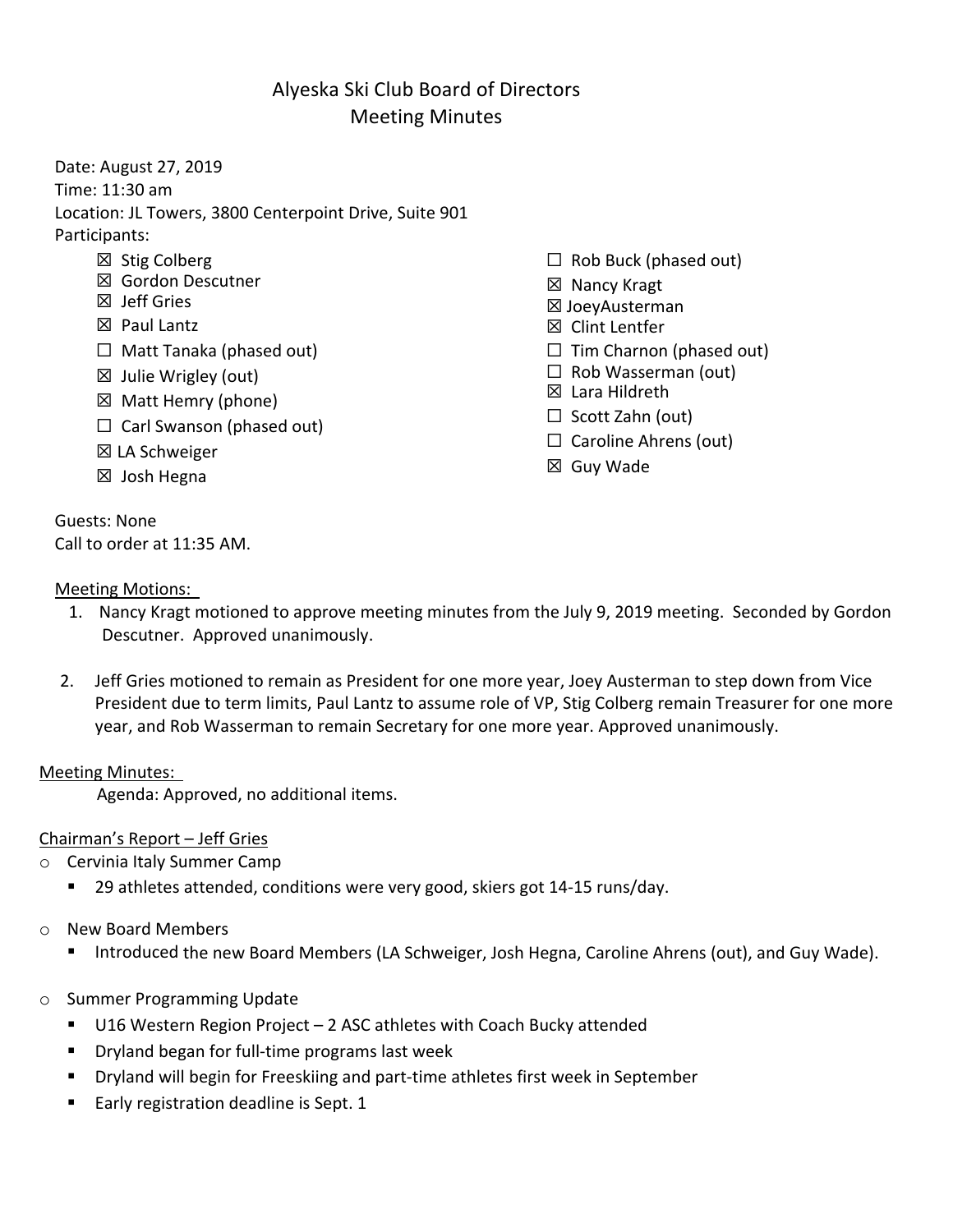# Alyeska Ski Club Board of Directors
## Meeting Minutes

Date: August 27, 2019
Time: 11:30 am
Location: JL Towers, 3800 Centerpoint Drive, Suite 901
Participants:

- ☒ Stig Colberg
- ☒ Gordon Descutner
- ☒ Jeff Gries
- ☒ Paul Lantz
- ☐ Matt Tanaka (phased out)
- ☒ Julie Wrigley (out)
- ☒ Matt Hemry (phone)
- ☐ Carl Swanson (phased out)
- ☒ LA Schweiger
- ☒ Josh Hegna
- ☐ Rob Buck (phased out)
- ☒ Nancy Kragt
- ☒ JoeyAusterman
- ☒ Clint Lentfer
- ☐ Tim Charnon (phased out)
- ☐ Rob Wasserman (out)
- ☒ Lara Hildreth
- ☐ Scott Zahn (out)
- ☐ Caroline Ahrens (out)
- ☒ Guy Wade

Guests: None
Call to order at 11:35 AM.

Meeting Motions:

1. Nancy Kragt motioned to approve meeting minutes from the July 9, 2019 meeting. Seconded by Gordon Descutner. Approved unanimously.

2. Jeff Gries motioned to remain as President for one more year, Joey Austerman to step down from Vice President due to term limits, Paul Lantz to assume role of VP, Stig Colberg remain Treasurer for one more year, and Rob Wasserman to remain Secretary for one more year. Approved unanimously.

Meeting Minutes:

Agenda: Approved, no additional items.

Chairman's Report – Jeff Gries

- Cervinia Italy Summer Camp
  - 29 athletes attended, conditions were very good, skiers got 14-15 runs/day.
- New Board Members
  - Introduced the new Board Members (LA Schweiger, Josh Hegna, Caroline Ahrens (out), and Guy Wade).
- Summer Programming Update
  - U16 Western Region Project – 2 ASC athletes with Coach Bucky attended
  - Dryland began for full-time programs last week
  - Dryland will begin for Freeskiing and part-time athletes first week in September
  - Early registration deadline is Sept. 1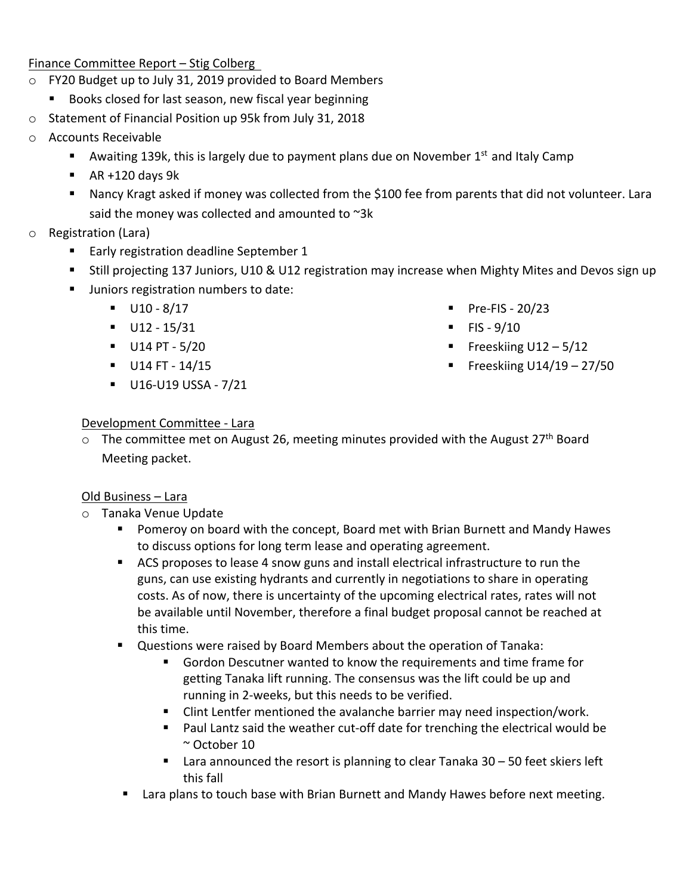Finance Committee Report – Stig Colberg

- FY20 Budget up to July 31, 2019 provided to Board Members
  - Books closed for last season, new fiscal year beginning
- Statement of Financial Position up 95k from July 31, 2018
- Accounts Receivable
  - Awaiting 139k, this is largely due to payment plans due on November 1st and Italy Camp
  - AR +120 days 9k
  - Nancy Kragt asked if money was collected from the $100 fee from parents that did not volunteer. Lara said the money was collected and amounted to ~3k
- Registration (Lara)
  - Early registration deadline September 1
  - Still projecting 137 Juniors, U10 & U12 registration may increase when Mighty Mites and Devos sign up
  - Juniors registration numbers to date:
    - U10 - 8/17
    - U12 - 15/31
    - U14 PT - 5/20
    - U14 FT - 14/15
    - U16-U19 USSA - 7/21
    - Pre-FIS - 20/23
    - FIS - 9/10
    - Freeskiing U12 – 5/12
    - Freeskiing U14/19 – 27/50

Development Committee - Lara

- The committee met on August 26, meeting minutes provided with the August 27th Board Meeting packet.

Old Business – Lara

- Tanaka Venue Update
  - Pomeroy on board with the concept, Board met with Brian Burnett and Mandy Hawes to discuss options for long term lease and operating agreement.
  - ACS proposes to lease 4 snow guns and install electrical infrastructure to run the guns, can use existing hydrants and currently in negotiations to share in operating costs. As of now, there is uncertainty of the upcoming electrical rates, rates will not be available until November, therefore a final budget proposal cannot be reached at this time.
  - Questions were raised by Board Members about the operation of Tanaka:
    - Gordon Descutner wanted to know the requirements and time frame for getting Tanaka lift running. The consensus was the lift could be up and running in 2-weeks, but this needs to be verified.
    - Clint Lentfer mentioned the avalanche barrier may need inspection/work.
    - Paul Lantz said the weather cut-off date for trenching the electrical would be ~ October 10
    - Lara announced the resort is planning to clear Tanaka 30 – 50 feet skiers left this fall
  - Lara plans to touch base with Brian Burnett and Mandy Hawes before next meeting.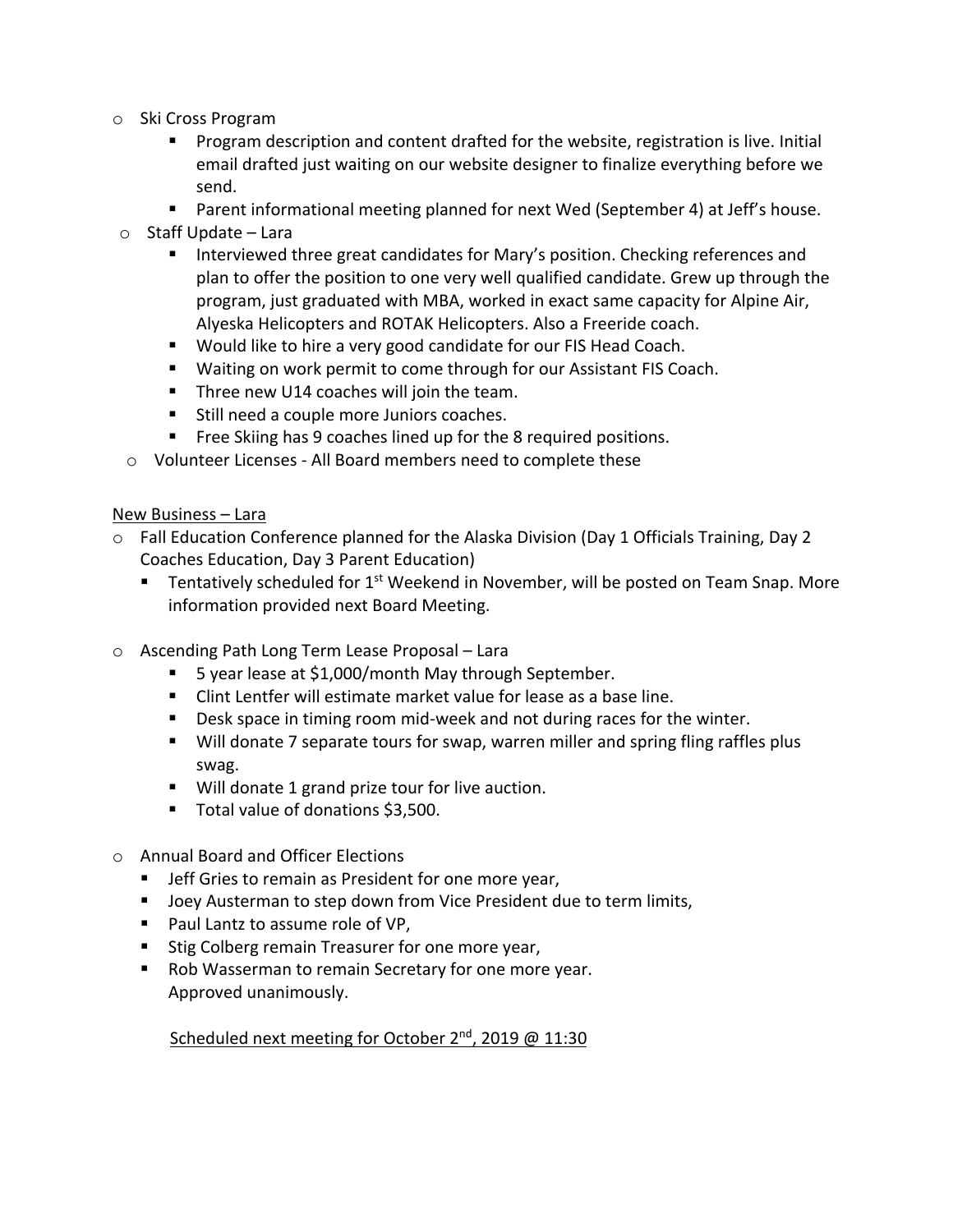- Ski Cross Program
  - Program description and content drafted for the website, registration is live. Initial email drafted just waiting on our website designer to finalize everything before we send.
  - Parent informational meeting planned for next Wed (September 4) at Jeff's house.
- Staff Update – Lara
  - Interviewed three great candidates for Mary's position. Checking references and plan to offer the position to one very well qualified candidate. Grew up through the program, just graduated with MBA, worked in exact same capacity for Alpine Air, Alyeska Helicopters and ROTAK Helicopters. Also a Freeride coach.
  - Would like to hire a very good candidate for our FIS Head Coach.
  - Waiting on work permit to come through for our Assistant FIS Coach.
  - Three new U14 coaches will join the team.
  - Still need a couple more Juniors coaches.
  - Free Skiing has 9 coaches lined up for the 8 required positions.
- Volunteer Licenses - All Board members need to complete these

<u>New Business – Lara</u>

- Fall Education Conference planned for the Alaska Division (Day 1 Officials Training, Day 2 Coaches Education, Day 3 Parent Education)
  - Tentatively scheduled for 1st Weekend in November, will be posted on Team Snap. More information provided next Board Meeting.

- Ascending Path Long Term Lease Proposal – Lara
  - 5 year lease at $1,000/month May through September.
  - Clint Lentfer will estimate market value for lease as a base line.
  - Desk space in timing room mid-week and not during races for the winter.
  - Will donate 7 separate tours for swap, warren miller and spring fling raffles plus swag.
  - Will donate 1 grand prize tour for live auction.
  - Total value of donations $3,500.

- Annual Board and Officer Elections
  - Jeff Gries to remain as President for one more year,
  - Joey Austerman to step down from Vice President due to term limits,
  - Paul Lantz to assume role of VP,
  - Stig Colberg remain Treasurer for one more year,
  - Rob Wasserman to remain Secretary for one more year.
    Approved unanimously.

<u>Scheduled next meeting for October 2nd, 2019 @ 11:30</u>